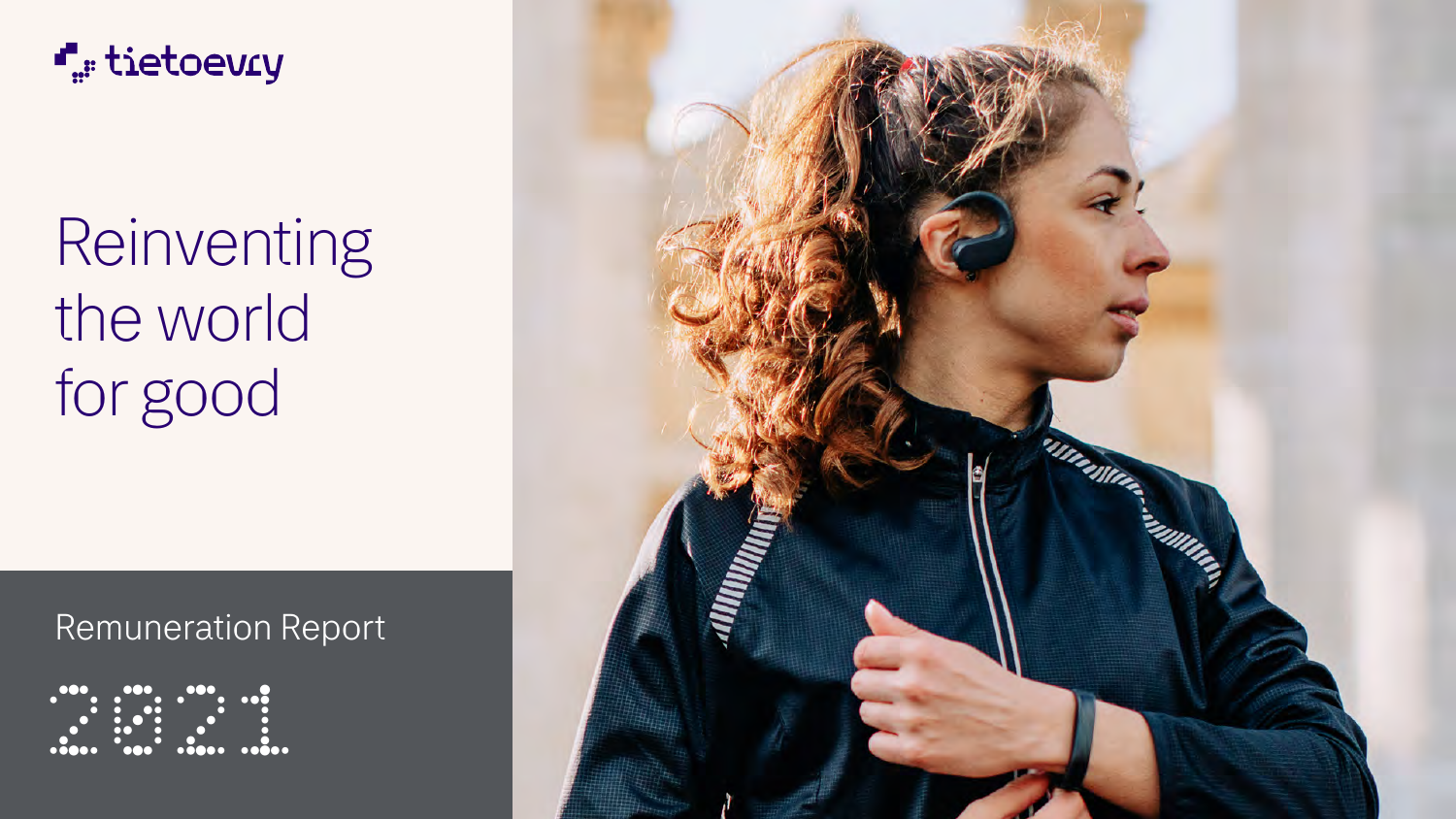tietoevry

# Reinventing the world for good

## Remuneration Report

2021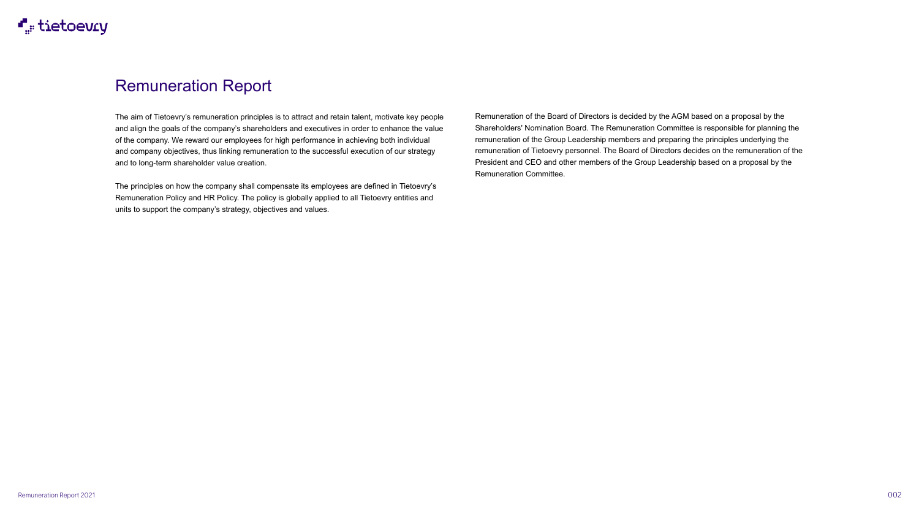# Remuneration Report

The aim of Tietoevry's remuneration principles is to attract and retain talent, motivate key people and align the goals of the company's shareholders and executives in order to enhance the value of the company. We reward our employees for high performance in achieving both individual and company objectives, thus linking remuneration to the successful execution of our strategy and to long-term shareholder value creation.

The principles on how the company shall compensate its employees are defined in Tietoevry's Remuneration Policy and HR Policy. The policy is globally applied to all Tietoevry entities and units to support the company's strategy, objectives and values.

Remuneration of the Board of Directors is decided by the AGM based on a proposal by the Shareholders' Nomination Board. The Remuneration Committee is responsible for planning the remuneration of the Group Leadership members and preparing the principles underlying the remuneration of Tietoevry personnel. The Board of Directors decides on the remuneration of the President and CEO and other members of the Group Leadership based on a proposal by the Remuneration Committee.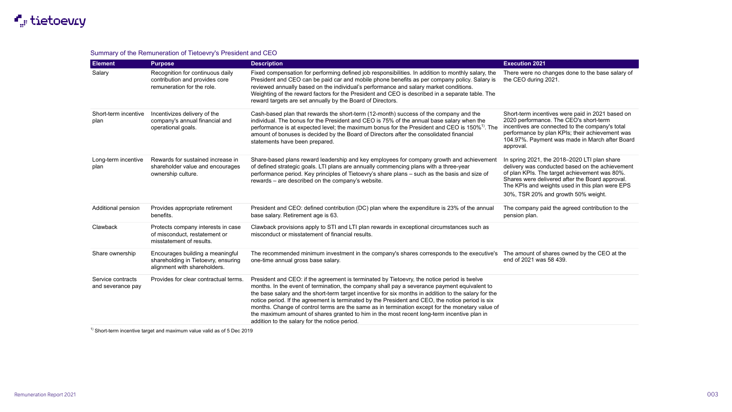## Summary of the Remuneration of Tietoevry's President and CEO

| Element | Purpose | Description | Execution 2021 |
|---|---|---|---|
| Salary | Recognition for continuous daily contribution and provides core remuneration for the role. | Fixed compensation for performing defined job responsibilities. In addition to monthly salary, the President and CEO can be paid car and mobile phone benefits as per company policy. Salary is reviewed annually based on the individual's performance and salary market conditions. Weighting of the reward factors for the President and CEO is described in a separate table. The reward targets are set annually by the Board of Directors. | There were no changes done to the base salary of the CEO during 2021. |
| Short-term incentive plan | Incentivizes delivery of the company's annual financial and operational goals. | Cash-based plan that rewards the short-term (12-month) success of the company and the individual. The bonus for the President and CEO is 75% of the annual base salary when the performance is at expected level; the maximum bonus for the President and CEO is 150%[1]. The amount of bonuses is decided by the Board of Directors after the consolidated financial statements have been prepared. | Short-term incentives were paid in 2021 based on 2020 performance. The CEO's short-term incentives are connected to the company's total performance by plan KPIs; their achievement was 104.97%. Payment was made in March after Board approval. |
| Long-term incentive plan | Rewards for sustained increase in shareholder value and encourages ownership culture. | Share-based plans reward leadership and key employees for company growth and achievement of defined strategic goals. LTI plans are annually commencing plans with a three-year performance period. Key principles of Tietoevry's share plans – such as the basis and size of rewards – are described on the company's website. | In spring 2021, the 2018–2020 LTI plan share delivery was conducted based on the achievement of plan KPIs. The target achievement was 80%. Shares were delivered after the Board approval. The KPIs and weights used in this plan were EPS 30%, TSR 20% and growth 50% weight. |
| Additional pension | Provides appropriate retirement benefits. | President and CEO: defined contribution (DC) plan where the expenditure is 23% of the annual base salary. Retirement age is 63. | The company paid the agreed contribution to the pension plan. |
| Clawback | Protects company interests in case of misconduct, restatement or misstatement of results. | Clawback provisions apply to STI and LTI plan rewards in exceptional circumstances such as misconduct or misstatement of financial results. | |
| Share ownership | Encourages building a meaningful shareholding in Tietoevry, ensuring alignment with shareholders. | The recommended minimum investment in the company's shares corresponds to the executive's one-time annual gross base salary. | The amount of shares owned by the CEO at the end of 2021 was 58 439. |
| Service contracts and severance pay | Provides for clear contractual terms. | President and CEO: if the agreement is terminated by Tietoevry, the notice period is twelve months. In the event of termination, the company shall pay a severance payment equivalent to the base salary and the short-term target incentive for six months in addition to the salary for the notice period. If the agreement is terminated by the President and CEO, the notice period is six months. Change of control terms are the same as in termination except for the monetary value of the maximum amount of shares granted to him in the most recent long-term incentive plan in addition to the salary for the notice period. | |

[1] Short-term incentive target and maximum value valid as of 5 Dec 2019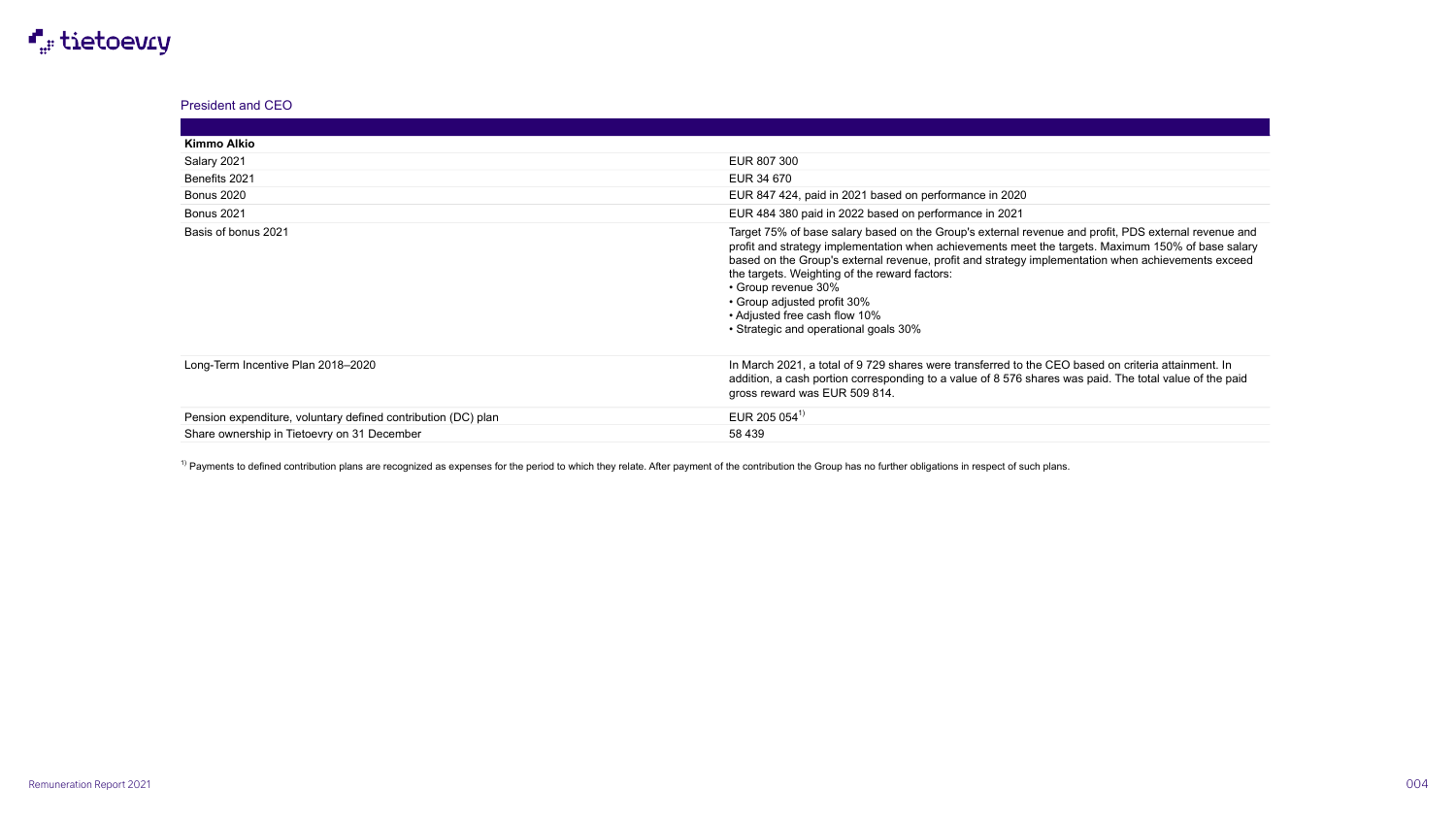## President and CEO

| Kimmo Alkio | |
|---|---|
| Salary 2021 | EUR 807 300 |
| Benefits 2021 | EUR 34 670 |
| Bonus 2020 | EUR 847 424, paid in 2021 based on performance in 2020 |
| Bonus 2021 | EUR 484 380 paid in 2022 based on performance in 2021 |
| Basis of bonus 2021 | Target 75% of base salary based on the Group's external revenue and profit, PDS external revenue and profit and strategy implementation when achievements meet the targets. Maximum 150% of base salary based on the Group's external revenue, profit and strategy implementation when achievements exceed the targets. Weighting of the reward factors:<br>• Group revenue 30%<br>• Group adjusted profit 30%<br>• Adjusted free cash flow 10%<br>• Strategic and operational goals 30% |
| Long-Term Incentive Plan 2018–2020 | In March 2021, a total of 9 729 shares were transferred to the CEO based on criteria attainment. In addition, a cash portion corresponding to a value of 8 576 shares was paid. The total value of the paid gross reward was EUR 509 814. |
| Pension expenditure, voluntary defined contribution (DC) plan | EUR 205 054[1)] |
| Share ownership in Tietoevry on 31 December | 58 439 |

[1)] Payments to defined contribution plans are recognized as expenses for the period to which they relate. After payment of the contribution the Group has no further obligations in respect of such plans.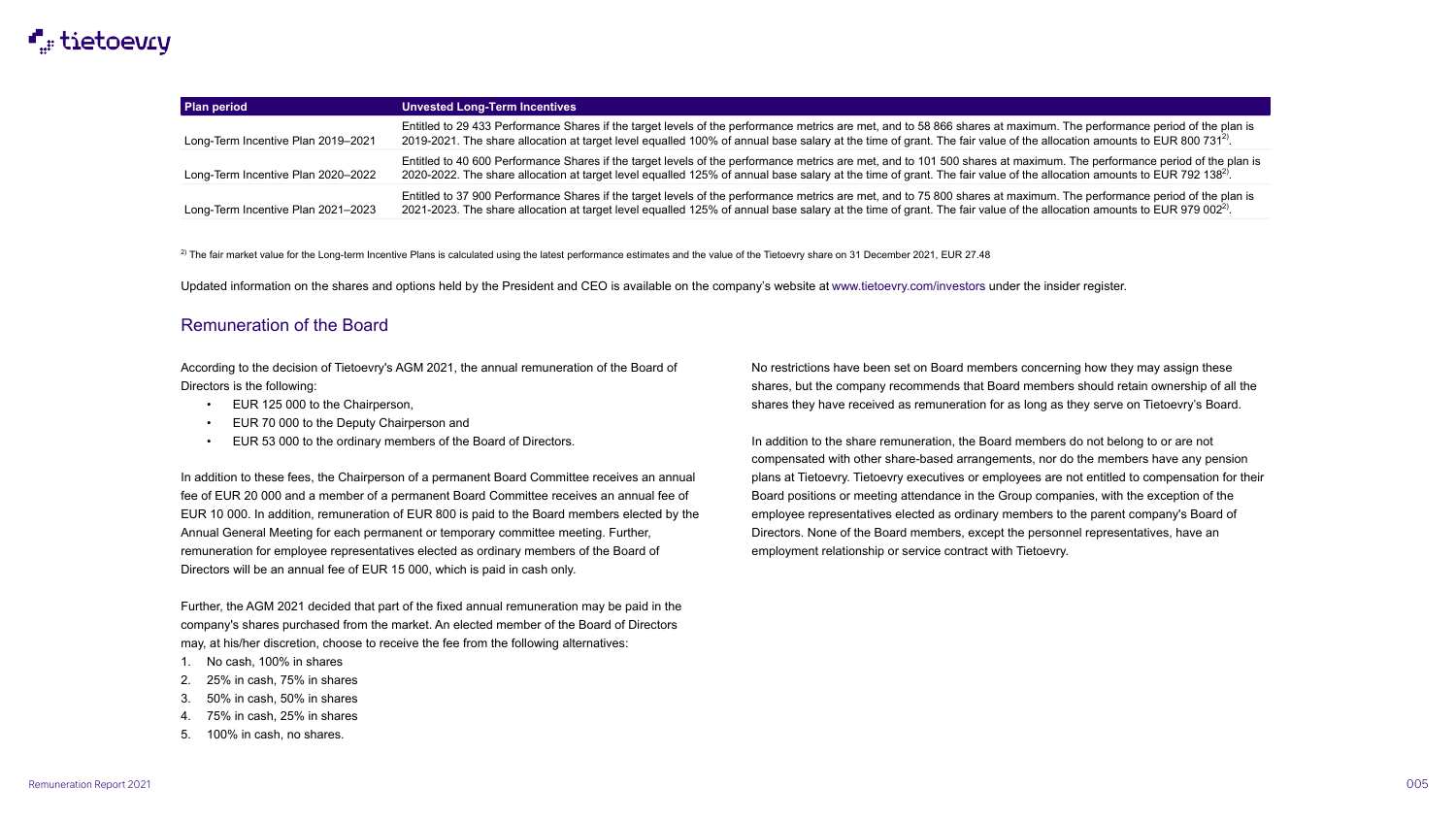| Plan period | Unvested Long-Term Incentives |
|---|---|
| Long-Term Incentive Plan 2019–2021 | Entitled to 29 433 Performance Shares if the target levels of the performance metrics are met, and to 58 866 shares at maximum. The performance period of the plan is 2019-2021. The share allocation at target level equalled 100% of annual base salary at the time of grant. The fair value of the allocation amounts to EUR 800 731[2]. |
| Long-Term Incentive Plan 2020–2022 | Entitled to 40 600 Performance Shares if the target levels of the performance metrics are met, and to 101 500 shares at maximum. The performance period of the plan is 2020-2022. The share allocation at target level equalled 125% of annual base salary at the time of grant. The fair value of the allocation amounts to EUR 792 138[2]. |
| Long-Term Incentive Plan 2021–2023 | Entitled to 37 900 Performance Shares if the target levels of the performance metrics are met, and to 75 800 shares at maximum. The performance period of the plan is 2021-2023. The share allocation at target level equalled 125% of annual base salary at the time of grant. The fair value of the allocation amounts to EUR 979 002[2]. |

[2] The fair market value for the Long-term Incentive Plans is calculated using the latest performance estimates and the value of the Tietoevry share on 31 December 2021, EUR 27.48

Updated information on the shares and options held by the President and CEO is available on the company's website at www.tietoevry.com/investors under the insider register.

## Remuneration of the Board

According to the decision of Tietoevry's AGM 2021, the annual remuneration of the Board of Directors is the following:

- EUR 125 000 to the Chairperson,
- EUR 70 000 to the Deputy Chairperson and
- EUR 53 000 to the ordinary members of the Board of Directors.

In addition to these fees, the Chairperson of a permanent Board Committee receives an annual fee of EUR 20 000 and a member of a permanent Board Committee receives an annual fee of EUR 10 000. In addition, remuneration of EUR 800 is paid to the Board members elected by the Annual General Meeting for each permanent or temporary committee meeting. Further, remuneration for employee representatives elected as ordinary members of the Board of Directors will be an annual fee of EUR 15 000, which is paid in cash only.

Further, the AGM 2021 decided that part of the fixed annual remuneration may be paid in the company's shares purchased from the market. An elected member of the Board of Directors may, at his/her discretion, choose to receive the fee from the following alternatives:

1. No cash, 100% in shares
2. 25% in cash, 75% in shares
3. 50% in cash, 50% in shares
4. 75% in cash, 25% in shares
5. 100% in cash, no shares.

No restrictions have been set on Board members concerning how they may assign these shares, but the company recommends that Board members should retain ownership of all the shares they have received as remuneration for as long as they serve on Tietoevry's Board.

In addition to the share remuneration, the Board members do not belong to or are not compensated with other share-based arrangements, nor do the members have any pension plans at Tietoevry. Tietoevry executives or employees are not entitled to compensation for their Board positions or meeting attendance in the Group companies, with the exception of the employee representatives elected as ordinary members to the parent company's Board of Directors. None of the Board members, except the personnel representatives, have an employment relationship or service contract with Tietoevry.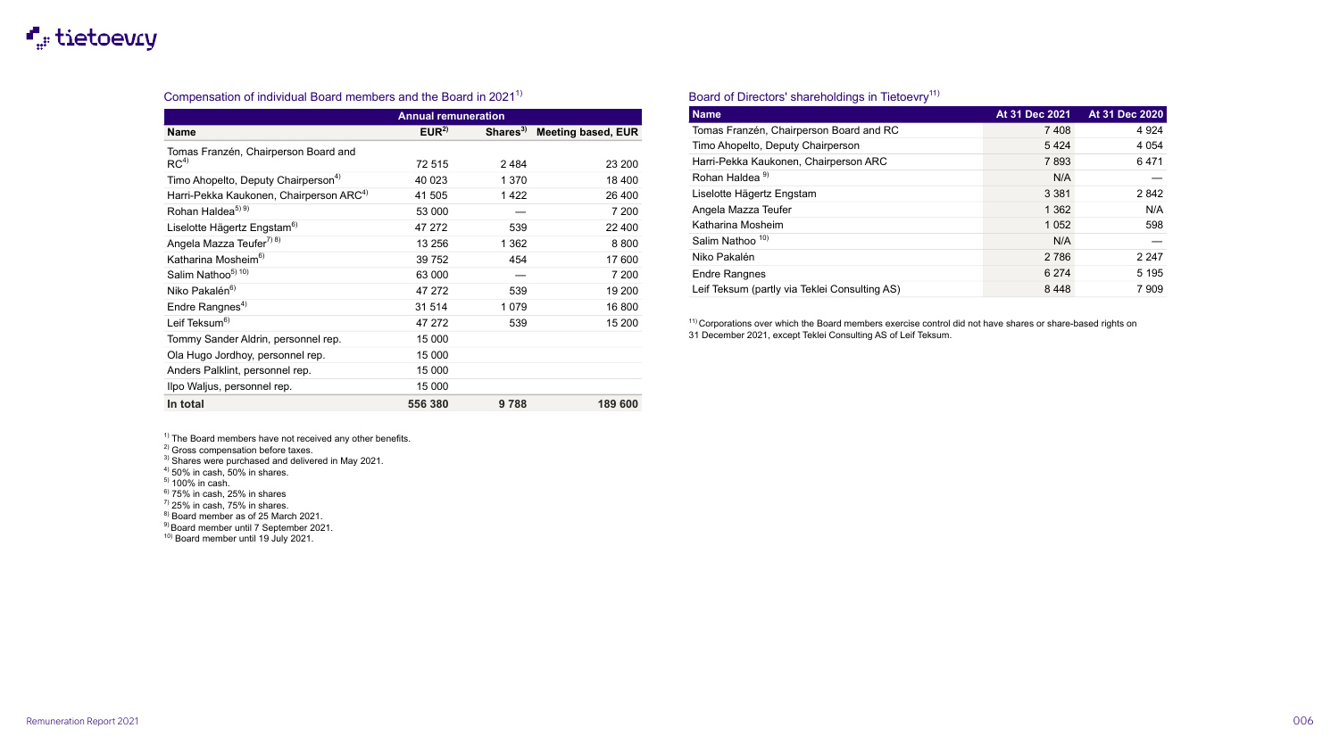## Compensation of individual Board members and the Board in 2021[1)]

| | Annual remuneration | | |
|---|---|---|---|
| Name | EUR[2)] | Shares[3)] | Meeting based, EUR |
| Tomas Franzén, Chairperson Board and RC[4)] | 72 515 | 2 484 | 23 200 |
| Timo Ahopelto, Deputy Chairperson[4)] | 40 023 | 1 370 | 18 400 |
| Harri-Pekka Kaukonen, Chairperson ARC[4)] | 41 505 | 1 422 | 26 400 |
| Rohan Haldea[5) 9)] | 53 000 | — | 7 200 |
| Liselotte Hägertz Engstam[6)] | 47 272 | 539 | 22 400 |
| Angela Mazza Teufer[7) 8)] | 13 256 | 1 362 | 8 800 |
| Katharina Mosheim[6)] | 39 752 | 454 | 17 600 |
| Salim Nathoo[5) 10)] | 63 000 | — | 7 200 |
| Niko Pakalén[6)] | 47 272 | 539 | 19 200 |
| Endre Rangnes[4)] | 31 514 | 1 079 | 16 800 |
| Leif Teksum[6)] | 47 272 | 539 | 15 200 |
| Tommy Sander Aldrin, personnel rep. | 15 000 | | |
| Ola Hugo Jordhoy, personnel rep. | 15 000 | | |
| Anders Palklint, personnel rep. | 15 000 | | |
| Ilpo Waljus, personnel rep. | 15 000 | | |
| **In total** | **556 380** | **9 788** | **189 600** |

1) The Board members have not received any other benefits.
2) Gross compensation before taxes.
3) Shares were purchased and delivered in May 2021.
4) 50% in cash, 50% in shares.
5) 100% in cash.
6) 75% in cash, 25% in shares
7) 25% in cash, 75% in shares.
8) Board member as of 25 March 2021.
9) Board member until 7 September 2021.
10) Board member until 19 July 2021.

## Board of Directors' shareholdings in Tietoevry[11)]

| Name | At 31 Dec 2021 | At 31 Dec 2020 |
|---|---|---|
| Tomas Franzén, Chairperson Board and RC | 7 408 | 4 924 |
| Timo Ahopelto, Deputy Chairperson | 5 424 | 4 054 |
| Harri-Pekka Kaukonen, Chairperson ARC | 7 893 | 6 471 |
| Rohan Haldea[9)] | N/A | — |
| Liselotte Hägertz Engstam | 3 381 | 2 842 |
| Angela Mazza Teufer | 1 362 | N/A |
| Katharina Mosheim | 1 052 | 598 |
| Salim Nathoo[10)] | N/A | — |
| Niko Pakalén | 2 786 | 2 247 |
| Endre Rangnes | 6 274 | 5 195 |
| Leif Teksum (partly via Teklei Consulting AS) | 8 448 | 7 909 |

11) Corporations over which the Board members exercise control did not have shares or share-based rights on 31 December 2021, except Teklei Consulting AS of Leif Teksum.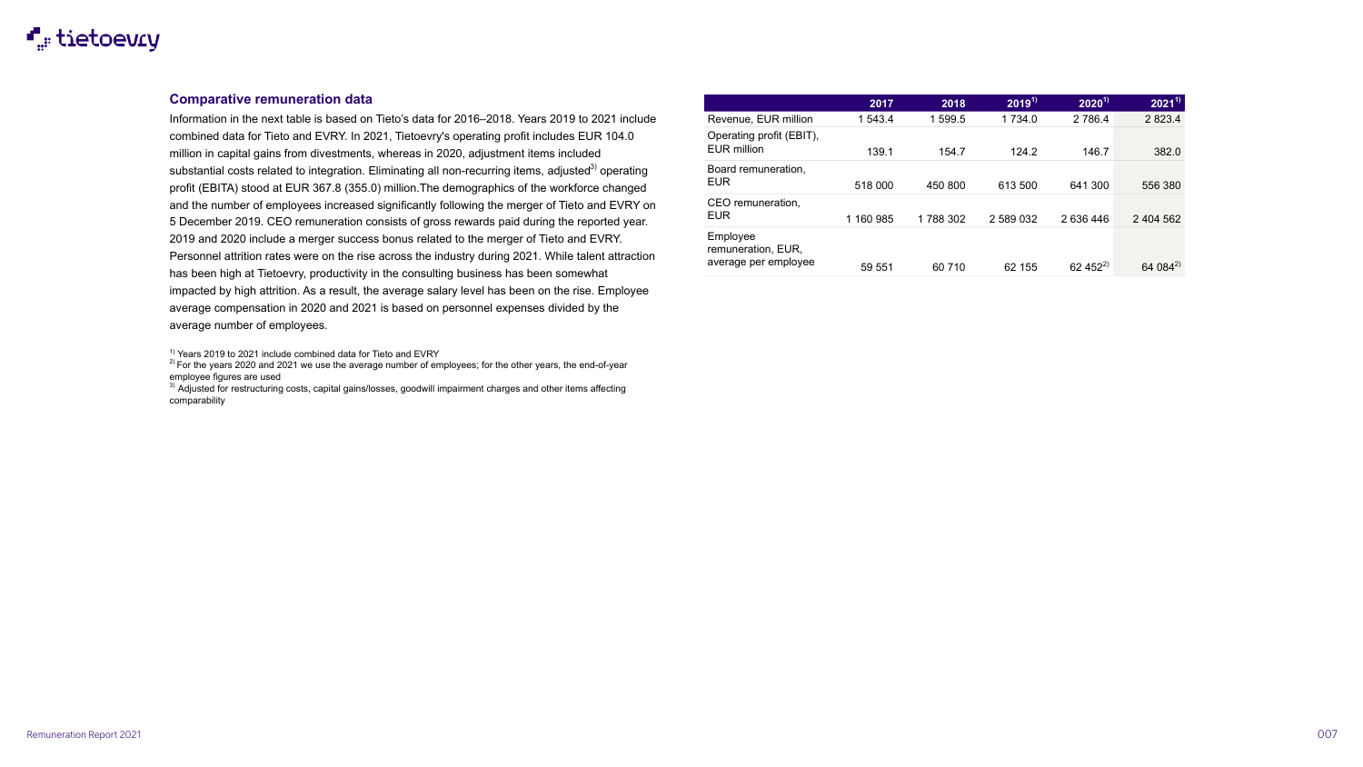### Comparative remuneration data

Information in the next table is based on Tieto's data for 2016–2018. Years 2019 to 2021 include combined data for Tieto and EVRY. In 2021, Tietoevry's operating profit includes EUR 104.0 million in capital gains from divestments, whereas in 2020, adjustment items included substantial costs related to integration. Eliminating all non-recurring items, adjusted[3] operating profit (EBITA) stood at EUR 367.8 (355.0) million.The demographics of the workforce changed and the number of employees increased significantly following the merger of Tieto and EVRY on 5 December 2019. CEO remuneration consists of gross rewards paid during the reported year. 2019 and 2020 include a merger success bonus related to the merger of Tieto and EVRY. Personnel attrition rates were on the rise across the industry during 2021. While talent attraction has been high at Tietoevry, productivity in the consulting business has been somewhat impacted by high attrition. As a result, the average salary level has been on the rise. Employee average compensation in 2020 and 2021 is based on personnel expenses divided by the average number of employees.

[1] Years 2019 to 2021 include combined data for Tieto and EVRY
[2] For the years 2020 and 2021 we use the average number of employees; for the other years, the end-of-year employee figures are used
[3] Adjusted for restructuring costs, capital gains/losses, goodwill impairment charges and other items affecting comparability

| | 2017 | 2018 | 2019[1] | 2020[1] | 2021[1] |
|---|---|---|---|---|---|
| Revenue, EUR million | 1 543.4 | 1 599.5 | 1 734.0 | 2 786.4 | 2 823.4 |
| Operating profit (EBIT), EUR million | 139.1 | 154.7 | 124.2 | 146.7 | 382.0 |
| Board remuneration, EUR | 518 000 | 450 800 | 613 500 | 641 300 | 556 380 |
| CEO remuneration, EUR | 1 160 985 | 1 788 302 | 2 589 032 | 2 636 446 | 2 404 562 |
| Employee remuneration, EUR, average per employee | 59 551 | 60 710 | 62 155 | 62 452[2] | 64 084[2] |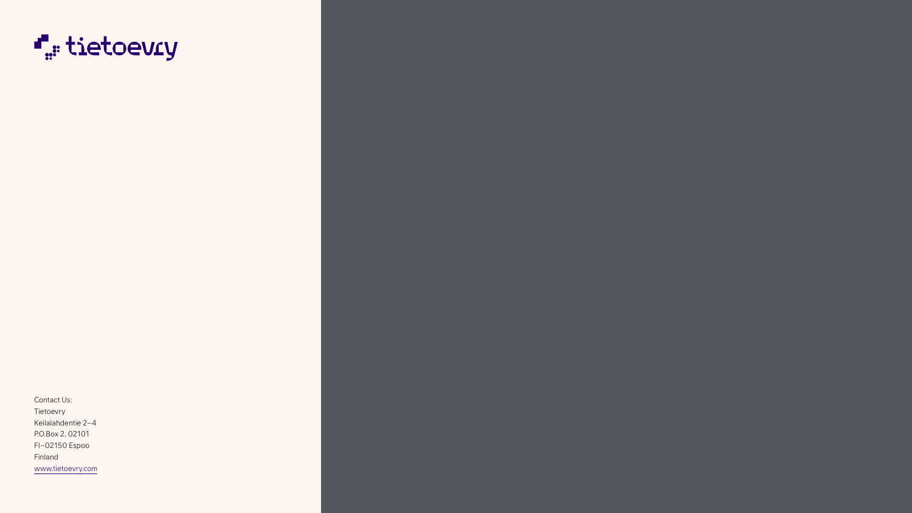tietoevry

Contact Us:
Tietoevry
Keilalahdentie 2–4
P.O.Box 2, 02101
FI–02150 Espoo
Finland
www.tietoevry.com